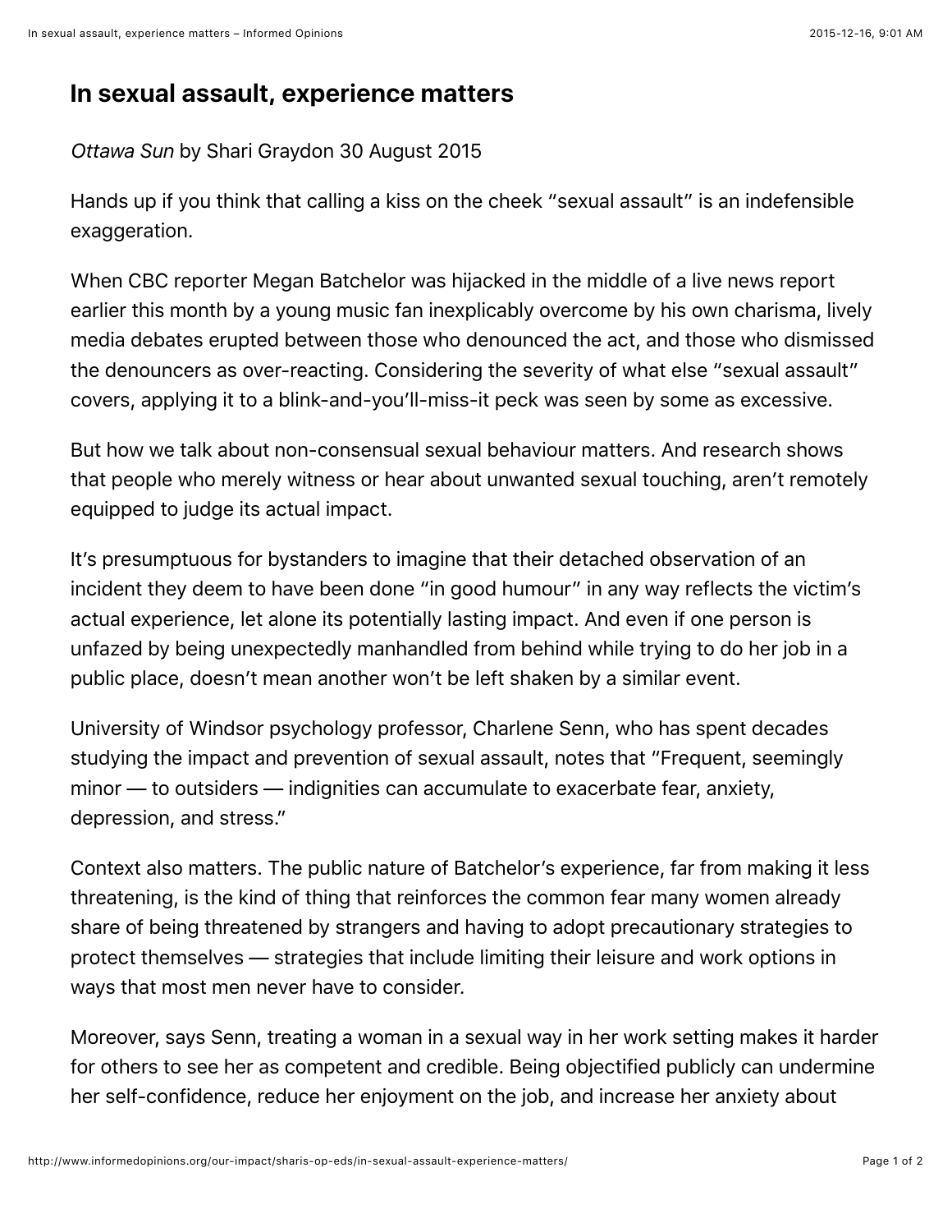# In sexual assault, experience matters

*Ottawa Sun* by Shari Graydon 30 August 2015

Hands up if you think that calling a kiss on the cheek "sexual assault" is an indefensible exaggeration.

When CBC reporter Megan Batchelor was hijacked in the middle of a live news report earlier this month by a young music fan inexplicably overcome by his own charisma, lively media debates erupted between those who denounced the act, and those who dismissed the denouncers as over-reacting. Considering the severity of what else "sexual assault" covers, applying it to a blink-and-you'll-miss-it peck was seen by some as excessive.

But how we talk about non-consensual sexual behaviour matters. And research shows that people who merely witness or hear about unwanted sexual touching, aren't remotely equipped to judge its actual impact.

It's presumptuous for bystanders to imagine that their detached observation of an incident they deem to have been done "in good humour" in any way reflects the victim's actual experience, let alone its potentially lasting impact. And even if one person is unfazed by being unexpectedly manhandled from behind while trying to do her job in a public place, doesn't mean another won't be left shaken by a similar event.

University of Windsor psychology professor, Charlene Senn, who has spent decades studying the impact and prevention of sexual assault, notes that "Frequent, seemingly minor — to outsiders — indignities can accumulate to exacerbate fear, anxiety, depression, and stress."

Context also matters. The public nature of Batchelor's experience, far from making it less threatening, is the kind of thing that reinforces the common fear many women already share of being threatened by strangers and having to adopt precautionary strategies to protect themselves — strategies that include limiting their leisure and work options in ways that most men never have to consider.

Moreover, says Senn, treating a woman in a sexual way in her work setting makes it harder for others to see her as competent and credible. Being objectified publicly can undermine her self-confidence, reduce her enjoyment on the job, and increase her anxiety about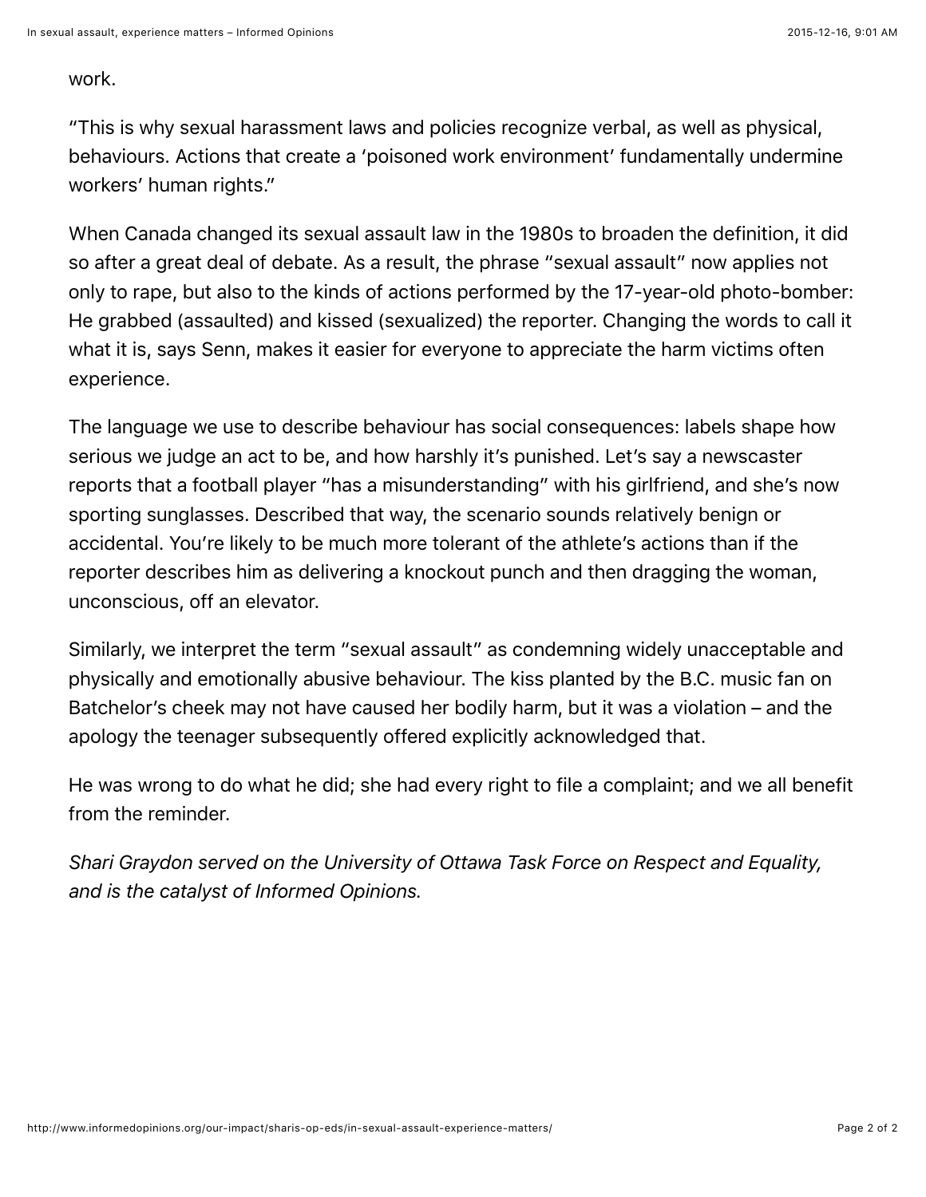work.

"This is why sexual harassment laws and policies recognize verbal, as well as physical, behaviours. Actions that create a 'poisoned work environment' fundamentally undermine workers' human rights."

When Canada changed its sexual assault law in the 1980s to broaden the definition, it did so after a great deal of debate. As a result, the phrase "sexual assault" now applies not only to rape, but also to the kinds of actions performed by the 17-year-old photo-bomber: He grabbed (assaulted) and kissed (sexualized) the reporter. Changing the words to call it what it is, says Senn, makes it easier for everyone to appreciate the harm victims often experience.

The language we use to describe behaviour has social consequences: labels shape how serious we judge an act to be, and how harshly it's punished. Let's say a newscaster reports that a football player "has a misunderstanding" with his girlfriend, and she's now sporting sunglasses. Described that way, the scenario sounds relatively benign or accidental. You're likely to be much more tolerant of the athlete's actions than if the reporter describes him as delivering a knockout punch and then dragging the woman, unconscious, off an elevator.

Similarly, we interpret the term "sexual assault" as condemning widely unacceptable and physically and emotionally abusive behaviour. The kiss planted by the B.C. music fan on Batchelor's cheek may not have caused her bodily harm, but it was a violation – and the apology the teenager subsequently offered explicitly acknowledged that.

He was wrong to do what he did; she had every right to file a complaint; and we all benefit from the reminder.

*Shari Graydon served on the University of Ottawa Task Force on Respect and Equality, and is the catalyst of Informed Opinions.*